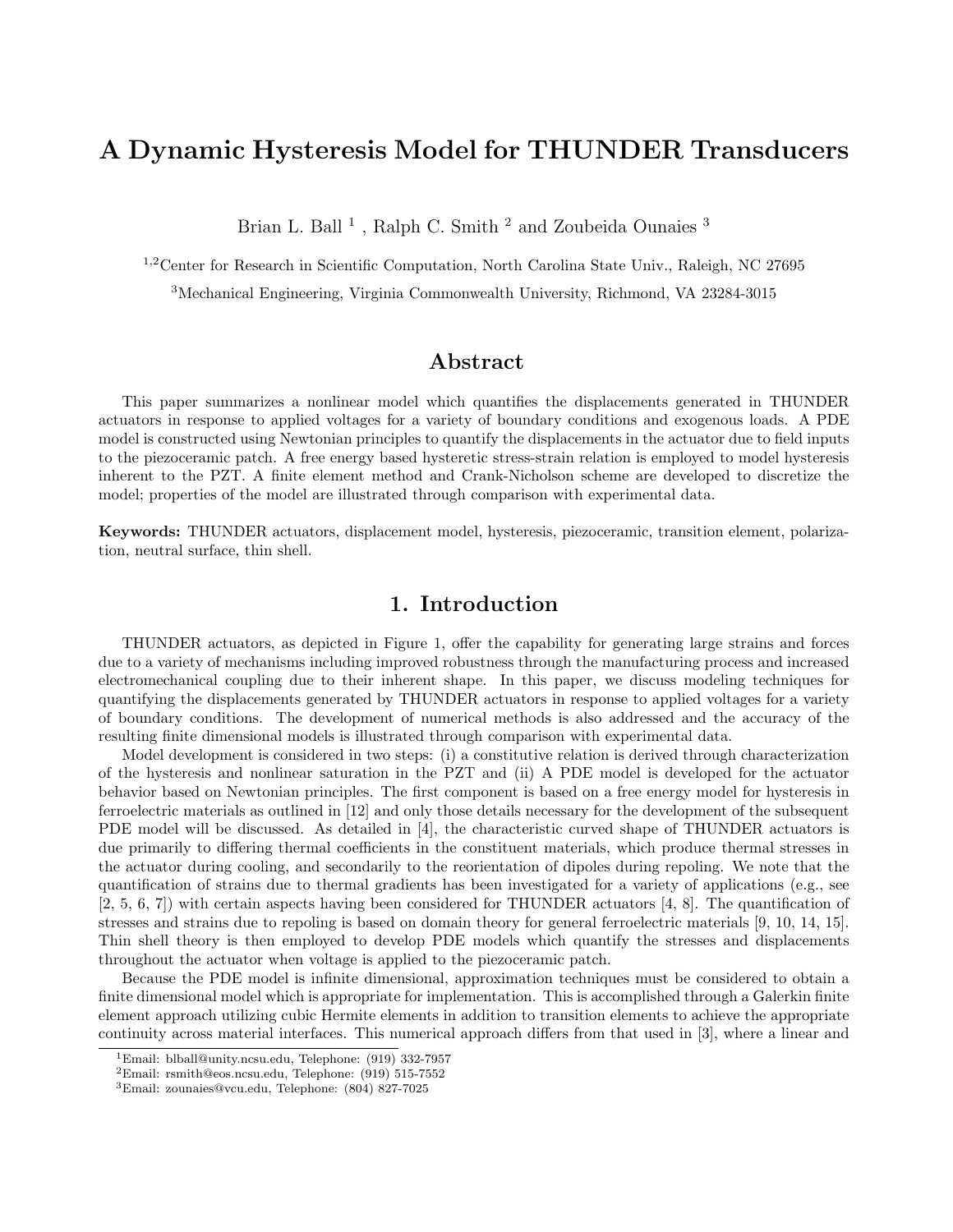# A Dynamic Hysteresis Model for THUNDER Transducers

Brian L. Ball [1] , Ralph C. Smith [2] and Zoubeida Ounaies [3]

[1,2]Center for Research in Scientific Computation, North Carolina State Univ., Raleigh, NC 27695

[3]Mechanical Engineering, Virginia Commonwealth University, Richmond, VA 23284-3015

## Abstract

This paper summarizes a nonlinear model which quantifies the displacements generated in THUNDER actuators in response to applied voltages for a variety of boundary conditions and exogenous loads. A PDE model is constructed using Newtonian principles to quantify the displacements in the actuator due to field inputs to the piezoceramic patch. A free energy based hysteretic stress-strain relation is employed to model hysteresis inherent to the PZT. A finite element method and Crank-Nicholson scheme are developed to discretize the model; properties of the model are illustrated through comparison with experimental data.

**Keywords:** THUNDER actuators, displacement model, hysteresis, piezoceramic, transition element, polarization, neutral surface, thin shell.

## 1. Introduction

THUNDER actuators, as depicted in Figure 1, offer the capability for generating large strains and forces due to a variety of mechanisms including improved robustness through the manufacturing process and increased electromechanical coupling due to their inherent shape. In this paper, we discuss modeling techniques for quantifying the displacements generated by THUNDER actuators in response to applied voltages for a variety of boundary conditions. The development of numerical methods is also addressed and the accuracy of the resulting finite dimensional models is illustrated through comparison with experimental data.

Model development is considered in two steps: (i) a constitutive relation is derived through characterization of the hysteresis and nonlinear saturation in the PZT and (ii) A PDE model is developed for the actuator behavior based on Newtonian principles. The first component is based on a free energy model for hysteresis in ferroelectric materials as outlined in [12] and only those details necessary for the development of the subsequent PDE model will be discussed. As detailed in [4], the characteristic curved shape of THUNDER actuators is due primarily to differing thermal coefficients in the constituent materials, which produce thermal stresses in the actuator during cooling, and secondarily to the reorientation of dipoles during repoling. We note that the quantification of strains due to thermal gradients has been investigated for a variety of applications (e.g., see [2, 5, 6, 7]) with certain aspects having been considered for THUNDER actuators [4, 8]. The quantification of stresses and strains due to repoling is based on domain theory for general ferroelectric materials [9, 10, 14, 15]. Thin shell theory is then employed to develop PDE models which quantify the stresses and displacements throughout the actuator when voltage is applied to the piezoceramic patch.

Because the PDE model is infinite dimensional, approximation techniques must be considered to obtain a finite dimensional model which is appropriate for implementation. This is accomplished through a Galerkin finite element approach utilizing cubic Hermite elements in addition to transition elements to achieve the appropriate continuity across material interfaces. This numerical approach differs from that used in [3], where a linear and

[1]Email: blball@unity.ncsu.edu, Telephone: (919) 332-7957

[2]Email: rsmith@eos.ncsu.edu, Telephone: (919) 515-7552

[3]Email: zounaies@vcu.edu, Telephone: (804) 827-7025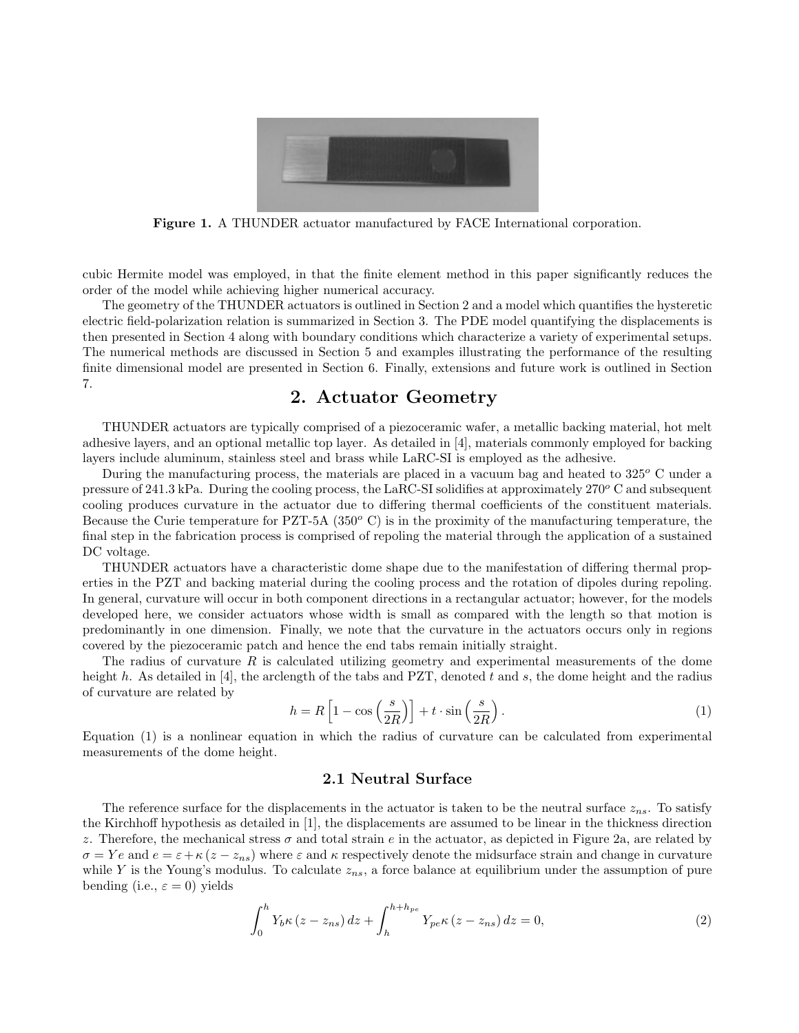**Figure 1.** A THUNDER actuator manufactured by FACE International corporation.

cubic Hermite model was employed, in that the finite element method in this paper significantly reduces the order of the model while achieving higher numerical accuracy.

The geometry of the THUNDER actuators is outlined in Section 2 and a model which quantifies the hysteretic electric field-polarization relation is summarized in Section 3. The PDE model quantifying the displacements is then presented in Section 4 along with boundary conditions which characterize a variety of experimental setups. The numerical methods are discussed in Section 5 and examples illustrating the performance of the resulting finite dimensional model are presented in Section 6. Finally, extensions and future work is outlined in Section 7.

# 2. Actuator Geometry

THUNDER actuators are typically comprised of a piezoceramic wafer, a metallic backing material, hot melt adhesive layers, and an optional metallic top layer. As detailed in [4], materials commonly employed for backing layers include aluminum, stainless steel and brass while LaRC-SI is employed as the adhesive.

During the manufacturing process, the materials are placed in a vacuum bag and heated to $325^o$ C under a pressure of 241.3 kPa. During the cooling process, the LaRC-SI solidifies at approximately $270^o$ C and subsequent cooling produces curvature in the actuator due to differing thermal coefficients of the constituent materials. Because the Curie temperature for PZT-5A ($350^o$ C) is in the proximity of the manufacturing temperature, the final step in the fabrication process is comprised of repoling the material through the application of a sustained DC voltage.

THUNDER actuators have a characteristic dome shape due to the manifestation of differing thermal properties in the PZT and backing material during the cooling process and the rotation of dipoles during repoling. In general, curvature will occur in both component directions in a rectangular actuator; however, for the models developed here, we consider actuators whose width is small as compared with the length so that motion is predominantly in one dimension. Finally, we note that the curvature in the actuators occurs only in regions covered by the piezoceramic patch and hence the end tabs remain initially straight.

The radius of curvature $R$ is calculated utilizing geometry and experimental measurements of the dome height $h$. As detailed in [4], the arclength of the tabs and PZT, denoted $t$ and $s$, the dome height and the radius of curvature are related by

$$h = R\left[1 - \cos\left(\frac{s}{2R}\right)\right] + t \cdot \sin\left(\frac{s}{2R}\right). \tag{1}$$

Equation (1) is a nonlinear equation in which the radius of curvature can be calculated from experimental measurements of the dome height.

## 2.1 Neutral Surface

The reference surface for the displacements in the actuator is taken to be the neutral surface $z_{ns}$. To satisfy the Kirchhoff hypothesis as detailed in [1], the displacements are assumed to be linear in the thickness direction $z$. Therefore, the mechanical stress $\sigma$ and total strain $e$ in the actuator, as depicted in Figure 2a, are related by $\sigma = Ye$ and $e = \varepsilon + \kappa\,(z - z_{ns})$ where $\varepsilon$ and $\kappa$ respectively denote the midsurface strain and change in curvature while $Y$ is the Young's modulus. To calculate $z_{ns}$, a force balance at equilibrium under the assumption of pure bending (i.e., $\varepsilon = 0$) yields

$$\int_0^h Y_b \kappa\,(z - z_{ns})\,dz + \int_h^{h+h_{pe}} Y_{pe} \kappa\,(z - z_{ns})\,dz = 0, \tag{2}$$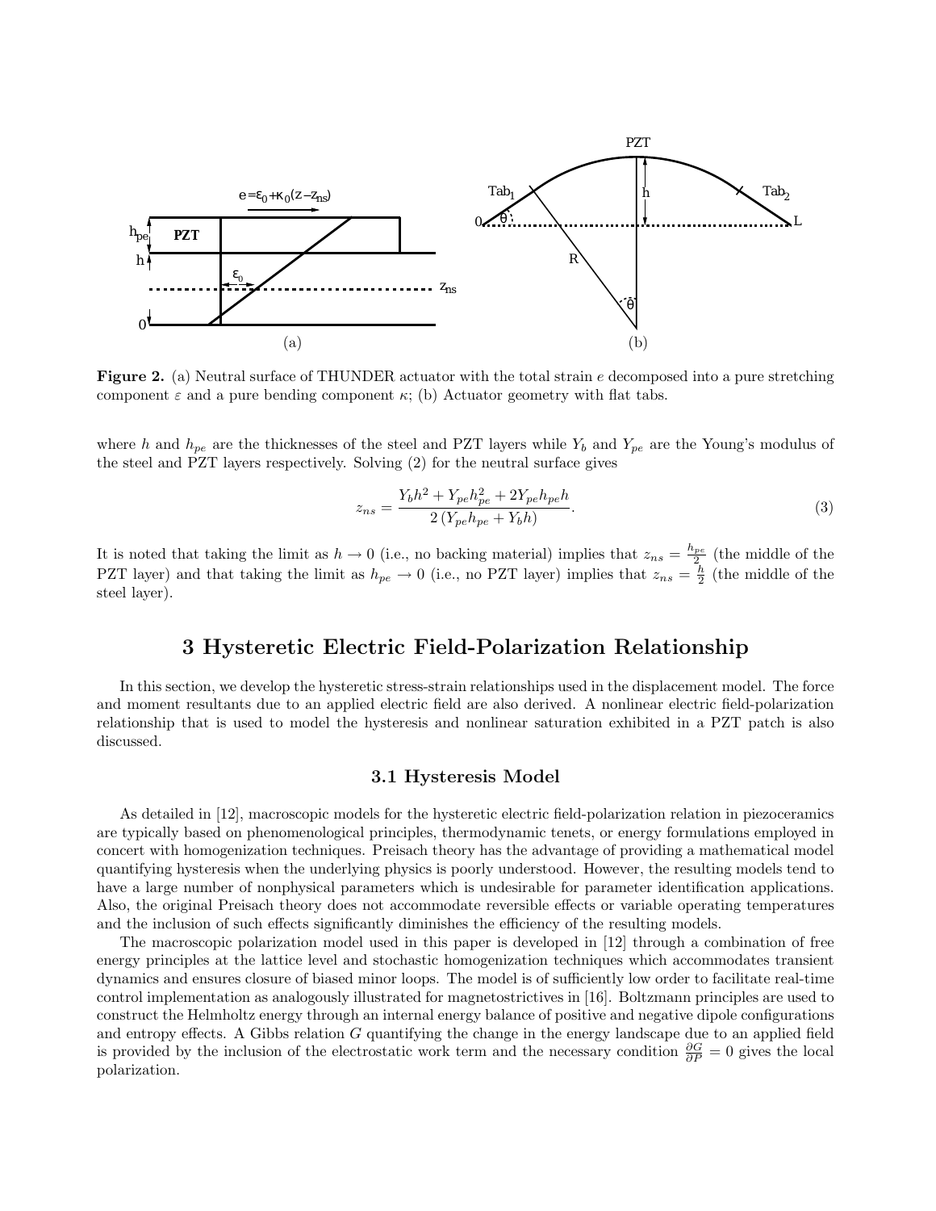Figure 2. (a) Neutral surface of THUNDER actuator with the total strain $e$ decomposed into a pure stretching component $\varepsilon$ and a pure bending component $\kappa$; (b) Actuator geometry with flat tabs.

where $h$ and $h_{pe}$ are the thicknesses of the steel and PZT layers while $Y_b$ and $Y_{pe}$ are the Young's modulus of the steel and PZT layers respectively. Solving (2) for the neutral surface gives

$$z_{ns} = \frac{Y_b h^2 + Y_{pe} h_{pe}^2 + 2 Y_{pe} h_{pe} h}{2\left(Y_{pe} h_{pe} + Y_b h\right)}. \tag{3}$$

It is noted that taking the limit as $h \to 0$ (i.e., no backing material) implies that $z_{ns} = \frac{h_{pe}}{2}$ (the middle of the PZT layer) and that taking the limit as $h_{pe} \to 0$ (i.e., no PZT layer) implies that $z_{ns} = \frac{h}{2}$ (the middle of the steel layer).

## 3 Hysteretic Electric Field-Polarization Relationship

In this section, we develop the hysteretic stress-strain relationships used in the displacement model. The force and moment resultants due to an applied electric field are also derived. A nonlinear electric field-polarization relationship that is used to model the hysteresis and nonlinear saturation exhibited in a PZT patch is also discussed.

### 3.1 Hysteresis Model

As detailed in [12], macroscopic models for the hysteretic electric field-polarization relation in piezoceramics are typically based on phenomenological principles, thermodynamic tenets, or energy formulations employed in concert with homogenization techniques. Preisach theory has the advantage of providing a mathematical model quantifying hysteresis when the underlying physics is poorly understood. However, the resulting models tend to have a large number of nonphysical parameters which is undesirable for parameter identification applications. Also, the original Preisach theory does not accommodate reversible effects or variable operating temperatures and the inclusion of such effects significantly diminishes the efficiency of the resulting models.

The macroscopic polarization model used in this paper is developed in [12] through a combination of free energy principles at the lattice level and stochastic homogenization techniques which accommodates transient dynamics and ensures closure of biased minor loops. The model is of sufficiently low order to facilitate real-time control implementation as analogously illustrated for magnetostrictives in [16]. Boltzmann principles are used to construct the Helmholtz energy through an internal energy balance of positive and negative dipole configurations and entropy effects. A Gibbs relation $G$ quantifying the change in the energy landscape due to an applied field is provided by the inclusion of the electrostatic work term and the necessary condition $\frac{\partial G}{\partial P} = 0$ gives the local polarization.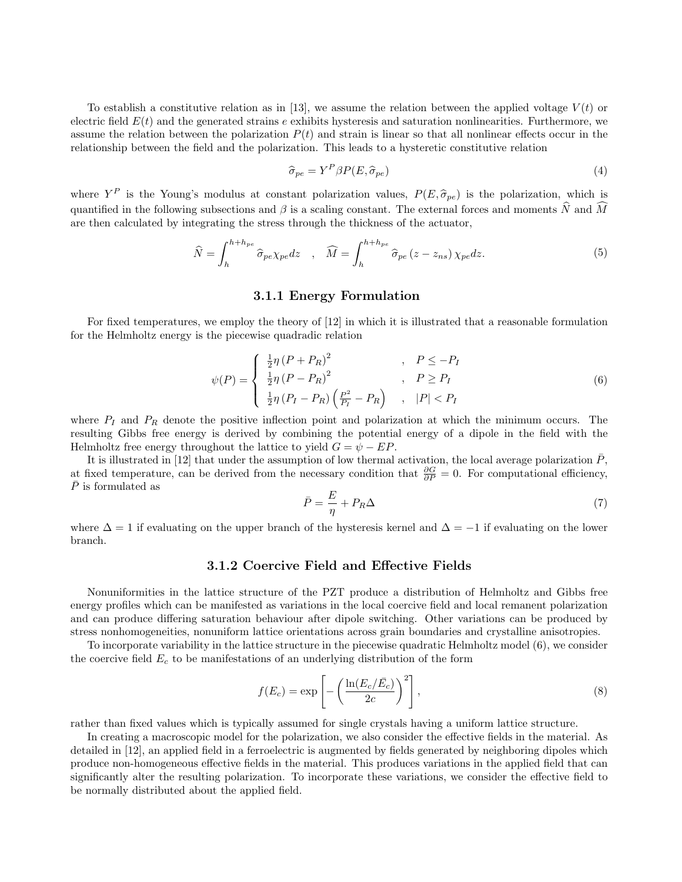To establish a constitutive relation as in [13], we assume the relation between the applied voltage $V(t)$ or electric field $E(t)$ and the generated strains $e$ exhibits hysteresis and saturation nonlinearities. Furthermore, we assume the relation between the polarization $P(t)$ and strain is linear so that all nonlinear effects occur in the relationship between the field and the polarization. This leads to a hysteretic constitutive relation

$$\widehat{\sigma}_{pe} = Y^P \beta P(E, \widehat{\sigma}_{pe}) \tag{4}$$

where $Y^P$ is the Young's modulus at constant polarization values, $P(E, \widehat{\sigma}_{pe})$ is the polarization, which is quantified in the following subsections and $\beta$ is a scaling constant. The external forces and moments $\widehat{N}$ and $\widehat{M}$ are then calculated by integrating the stress through the thickness of the actuator,

$$\widehat{N} = \int_h^{h+h_{pe}} \widehat{\sigma}_{pe} \chi_{pe} dz \quad , \quad \widehat{M} = \int_h^{h+h_{pe}} \widehat{\sigma}_{pe} \left(z - z_{ns}\right) \chi_{pe} dz. \tag{5}$$

### 3.1.1 Energy Formulation

For fixed temperatures, we employ the theory of [12] in which it is illustrated that a reasonable formulation for the Helmholtz energy is the piecewise quadradic relation

$$\psi(P) = \begin{cases} \frac{1}{2}\eta \left(P + P_R\right)^2 & , \quad P \leq -P_I \\ \frac{1}{2}\eta \left(P - P_R\right)^2 & , \quad P \geq P_I \\ \frac{1}{2}\eta \left(P_I - P_R\right) \left(\frac{P^2}{P_I} - P_R\right) & , \quad |P| < P_I \end{cases} \tag{6}$$

where $P_I$ and $P_R$ denote the positive inflection point and polarization at which the minimum occurs. The resulting Gibbs free energy is derived by combining the potential energy of a dipole in the field with the Helmholtz free energy throughout the lattice to yield $G = \psi - EP$.

It is illustrated in [12] that under the assumption of low thermal activation, the local average polarization $\bar{P}$, at fixed temperature, can be derived from the necessary condition that $\frac{\partial G}{\partial P} = 0$. For computational efficiency, $\bar{P}$ is formulated as

$$\bar{P} = \frac{E}{\eta} + P_R \Delta \tag{7}$$

where $\Delta = 1$ if evaluating on the upper branch of the hysteresis kernel and $\Delta = -1$ if evaluating on the lower branch.

### 3.1.2 Coercive Field and Effective Fields

Nonuniformities in the lattice structure of the PZT produce a distribution of Helmholtz and Gibbs free energy profiles which can be manifested as variations in the local coercive field and local remanent polarization and can produce differing saturation behaviour after dipole switching. Other variations can be produced by stress nonhomogeneities, nonuniform lattice orientations across grain boundaries and crystalline anisotropies.

To incorporate variability in the lattice structure in the piecewise quadratic Helmholtz model (6), we consider the coercive field $E_c$ to be manifestations of an underlying distribution of the form

$$f(E_c) = \exp\left[-\left(\frac{\ln(E_c/\bar{E}_c)}{2c}\right)^2\right], \tag{8}$$

rather than fixed values which is typically assumed for single crystals having a uniform lattice structure.

In creating a macroscopic model for the polarization, we also consider the effective fields in the material. As detailed in [12], an applied field in a ferroelectric is augmented by fields generated by neighboring dipoles which produce non-homogeneous effective fields in the material. This produces variations in the applied field that can significantly alter the resulting polarization. To incorporate these variations, we consider the effective field to be normally distributed about the applied field.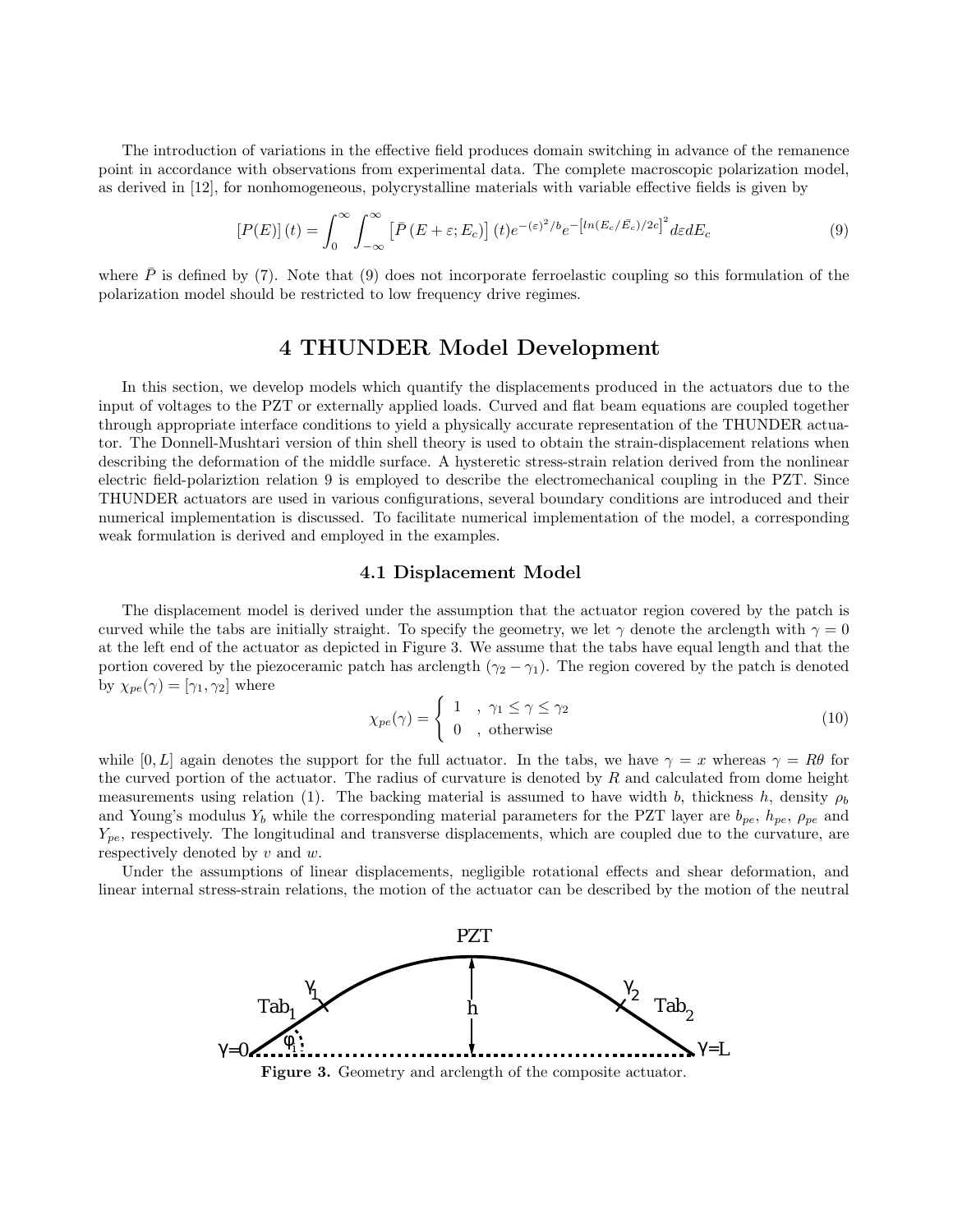The introduction of variations in the effective field produces domain switching in advance of the remanence point in accordance with observations from experimental data. The complete macroscopic polarization model, as derived in [12], for nonhomogeneous, polycrystalline materials with variable effective fields is given by

$$[P(E)](t) = \int_0^\infty \int_{-\infty}^\infty \left[\bar{P}\left(E+\varepsilon; E_c\right)\right](t) e^{-(\varepsilon)^2/b} e^{-\left[ln(E_c/\bar{E}_c)/2c\right]^2} d\varepsilon dE_c \tag{9}$$

where $\bar{P}$ is defined by (7). Note that (9) does not incorporate ferroelastic coupling so this formulation of the polarization model should be restricted to low frequency drive regimes.

# 4 THUNDER Model Development

In this section, we develop models which quantify the displacements produced in the actuators due to the input of voltages to the PZT or externally applied loads. Curved and flat beam equations are coupled together through appropriate interface conditions to yield a physically accurate representation of the THUNDER actuator. The Donnell-Mushtari version of thin shell theory is used to obtain the strain-displacement relations when describing the deformation of the middle surface. A hysteretic stress-strain relation derived from the nonlinear electric field-polariztion relation 9 is employed to describe the electromechanical coupling in the PZT. Since THUNDER actuators are used in various configurations, several boundary conditions are introduced and their numerical implementation is discussed. To facilitate numerical implementation of the model, a corresponding weak formulation is derived and employed in the examples.

## 4.1 Displacement Model

The displacement model is derived under the assumption that the actuator region covered by the patch is curved while the tabs are initially straight. To specify the geometry, we let $\gamma$ denote the arclength with $\gamma = 0$ at the left end of the actuator as depicted in Figure 3. We assume that the tabs have equal length and that the portion covered by the piezoceramic patch has arclength $(\gamma_2 - \gamma_1)$. The region covered by the patch is denoted by $\chi_{pe}(\gamma) = [\gamma_1, \gamma_2]$ where

$$\chi_{pe}(\gamma) = \begin{cases} 1 & , \ \gamma_1 \leq \gamma \leq \gamma_2 \\ 0 & , \ \text{otherwise} \end{cases} \tag{10}$$

while $[0, L]$ again denotes the support for the full actuator. In the tabs, we have $\gamma = x$ whereas $\gamma = R\theta$ for the curved portion of the actuator. The radius of curvature is denoted by $R$ and calculated from dome height measurements using relation (1). The backing material is assumed to have width $b$, thickness $h$, density $\rho_b$ and Young's modulus $Y_b$ while the corresponding material parameters for the PZT layer are $b_{pe}$, $h_{pe}$, $\rho_{pe}$ and $Y_{pe}$, respectively. The longitudinal and transverse displacements, which are coupled due to the curvature, are respectively denoted by $v$ and $w$.

Under the assumptions of linear displacements, negligible rotational effects and shear deformation, and linear internal stress-strain relations, the motion of the actuator can be described by the motion of the neutral

**Figure 3.** Geometry and arclength of the composite actuator.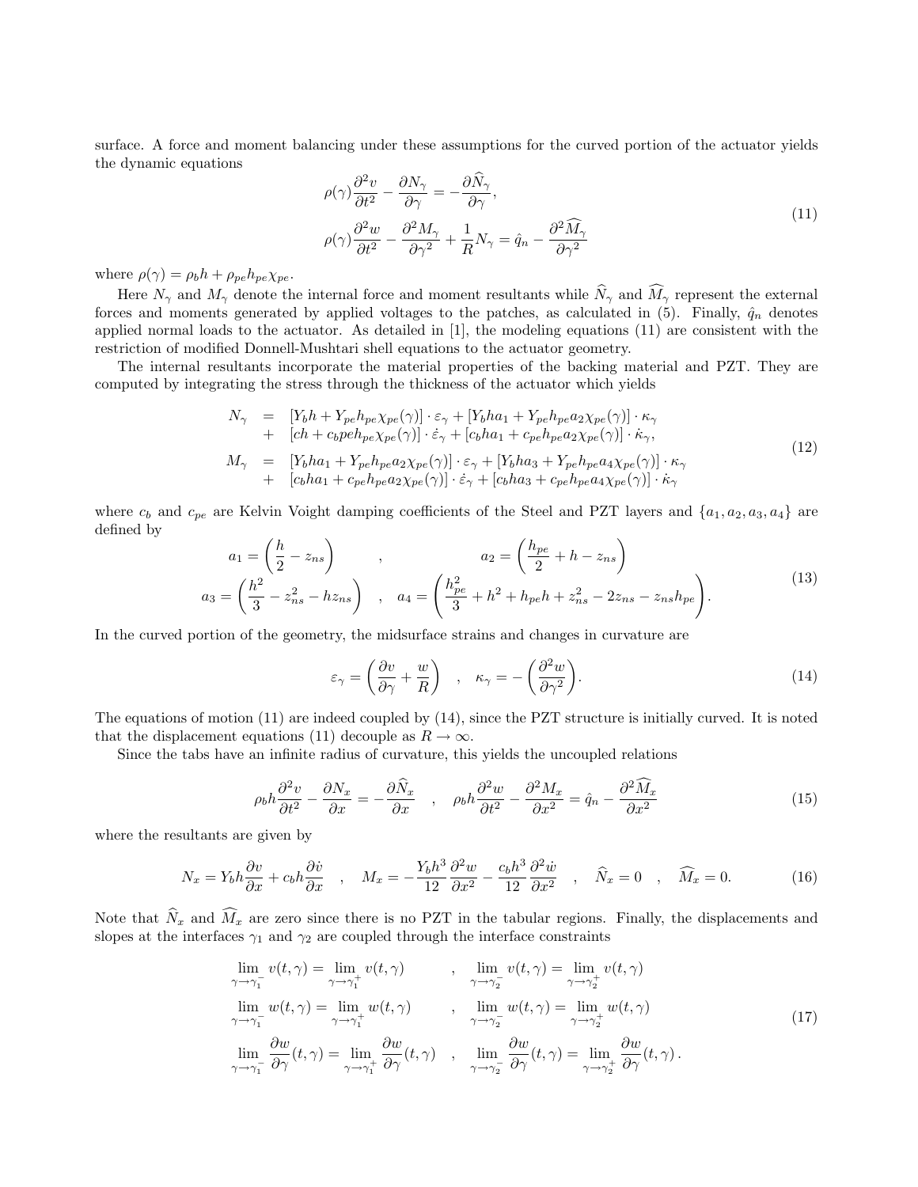surface. A force and moment balancing under these assumptions for the curved portion of the actuator yields the dynamic equations

$$
\begin{aligned}
\rho(\gamma)\frac{\partial^2 v}{\partial t^2} - \frac{\partial N_\gamma}{\partial \gamma} &= -\frac{\partial \widehat{N}_\gamma}{\partial \gamma}, \\
\rho(\gamma)\frac{\partial^2 w}{\partial t^2} - \frac{\partial^2 M_\gamma}{\partial \gamma^2} + \frac{1}{R}N_\gamma &= \hat{q}_n - \frac{\partial^2 \widehat{M}_\gamma}{\partial \gamma^2}
\end{aligned}
\tag{11}
$$

where $\rho(\gamma) = \rho_b h + \rho_{pe} h_{pe} \chi_{pe}$.

Here $N_\gamma$ and $M_\gamma$ denote the internal force and moment resultants while $\widehat{N}_\gamma$ and $\widehat{M}_\gamma$ represent the external forces and moments generated by applied voltages to the patches, as calculated in (5). Finally, $\hat{q}_n$ denotes applied normal loads to the actuator. As detailed in [1], the modeling equations (11) are consistent with the restriction of modified Donnell-Mushtari shell equations to the actuator geometry.

The internal resultants incorporate the material properties of the backing material and PZT. They are computed by integrating the stress through the thickness of the actuator which yields

$$
\begin{aligned}
N_\gamma &= [Y_b h + Y_{pe} h_{pe} \chi_{pe}(\gamma)] \cdot \varepsilon_\gamma + [Y_b h a_1 + Y_{pe} h_{pe} a_2 \chi_{pe}(\gamma)] \cdot \kappa_\gamma \\
&+ [ch + c_b pe h_{pe} \chi_{pe}(\gamma)] \cdot \dot{\varepsilon}_\gamma + [c_b h a_1 + c_{pe} h_{pe} a_2 \chi_{pe}(\gamma)] \cdot \dot{\kappa}_\gamma, \\
M_\gamma &= [Y_b h a_1 + Y_{pe} h_{pe} a_2 \chi_{pe}(\gamma)] \cdot \varepsilon_\gamma + [Y_b h a_3 + Y_{pe} h_{pe} a_4 \chi_{pe}(\gamma)] \cdot \kappa_\gamma \\
&+ [c_b h a_1 + c_{pe} h_{pe} a_2 \chi_{pe}(\gamma)] \cdot \dot{\varepsilon}_\gamma + [c_b h a_3 + c_{pe} h_{pe} a_4 \chi_{pe}(\gamma)] \cdot \dot{\kappa}_\gamma
\end{aligned}
\tag{12}
$$

where $c_b$ and $c_{pe}$ are Kelvin Voight damping coefficients of the Steel and PZT layers and $\{a_1, a_2, a_3, a_4\}$ are defined by

$$
\begin{aligned}
a_1 = \left(\frac{h}{2} - z_{ns}\right) \quad &, \quad a_2 = \left(\frac{h_{pe}}{2} + h - z_{ns}\right) \\
a_3 = \left(\frac{h^2}{3} - z_{ns}^2 - h z_{ns}\right) \quad &, \quad a_4 = \left(\frac{h_{pe}^2}{3} + h^2 + h_{pe} h + z_{ns}^2 - 2z_{ns} - z_{ns} h_{pe}\right).
\end{aligned}
\tag{13}
$$

In the curved portion of the geometry, the midsurface strains and changes in curvature are

$$
\varepsilon_\gamma = \left(\frac{\partial v}{\partial \gamma} + \frac{w}{R}\right) \quad , \quad \kappa_\gamma = -\left(\frac{\partial^2 w}{\partial \gamma^2}\right).
\tag{14}
$$

The equations of motion (11) are indeed coupled by (14), since the PZT structure is initially curved. It is noted that the displacement equations (11) decouple as $R \to \infty$.

Since the tabs have an infinite radius of curvature, this yields the uncoupled relations

$$
\rho_b h \frac{\partial^2 v}{\partial t^2} - \frac{\partial N_x}{\partial x} = -\frac{\partial \widehat{N}_x}{\partial x} \quad , \quad \rho_b h \frac{\partial^2 w}{\partial t^2} - \frac{\partial^2 M_x}{\partial x^2} = \hat{q}_n - \frac{\partial^2 \widehat{M}_x}{\partial x^2}
\tag{15}
$$

where the resultants are given by

$$
N_x = Y_b h \frac{\partial v}{\partial x} + c_b h \frac{\partial \dot{v}}{\partial x} \quad , \quad M_x = -\frac{Y_b h^3}{12}\frac{\partial^2 w}{\partial x^2} - \frac{c_b h^3}{12}\frac{\partial^2 \dot{w}}{\partial x^2} \quad , \quad \widehat{N}_x = 0 \quad , \quad \widehat{M}_x = 0.
\tag{16}
$$

Note that $\widehat{N}_x$ and $\widehat{M}_x$ are zero since there is no PZT in the tabular regions. Finally, the displacements and slopes at the interfaces $\gamma_1$ and $\gamma_2$ are coupled through the interface constraints

$$
\begin{aligned}
\lim_{\gamma \to \gamma_1^-} v(t,\gamma) = \lim_{\gamma \to \gamma_1^+} v(t,\gamma) \quad &, \quad \lim_{\gamma \to \gamma_2^-} v(t,\gamma) = \lim_{\gamma \to \gamma_2^+} v(t,\gamma) \\
\lim_{\gamma \to \gamma_1^-} w(t,\gamma) = \lim_{\gamma \to \gamma_1^+} w(t,\gamma) \quad &, \quad \lim_{\gamma \to \gamma_2^-} w(t,\gamma) = \lim_{\gamma \to \gamma_2^+} w(t,\gamma) \\
\lim_{\gamma \to \gamma_1^-} \frac{\partial w}{\partial \gamma}(t,\gamma) = \lim_{\gamma \to \gamma_1^+} \frac{\partial w}{\partial \gamma}(t,\gamma) \quad &, \quad \lim_{\gamma \to \gamma_2^-} \frac{\partial w}{\partial \gamma}(t,\gamma) = \lim_{\gamma \to \gamma_2^+} \frac{\partial w}{\partial \gamma}(t,\gamma).
\end{aligned}
\tag{17}
$$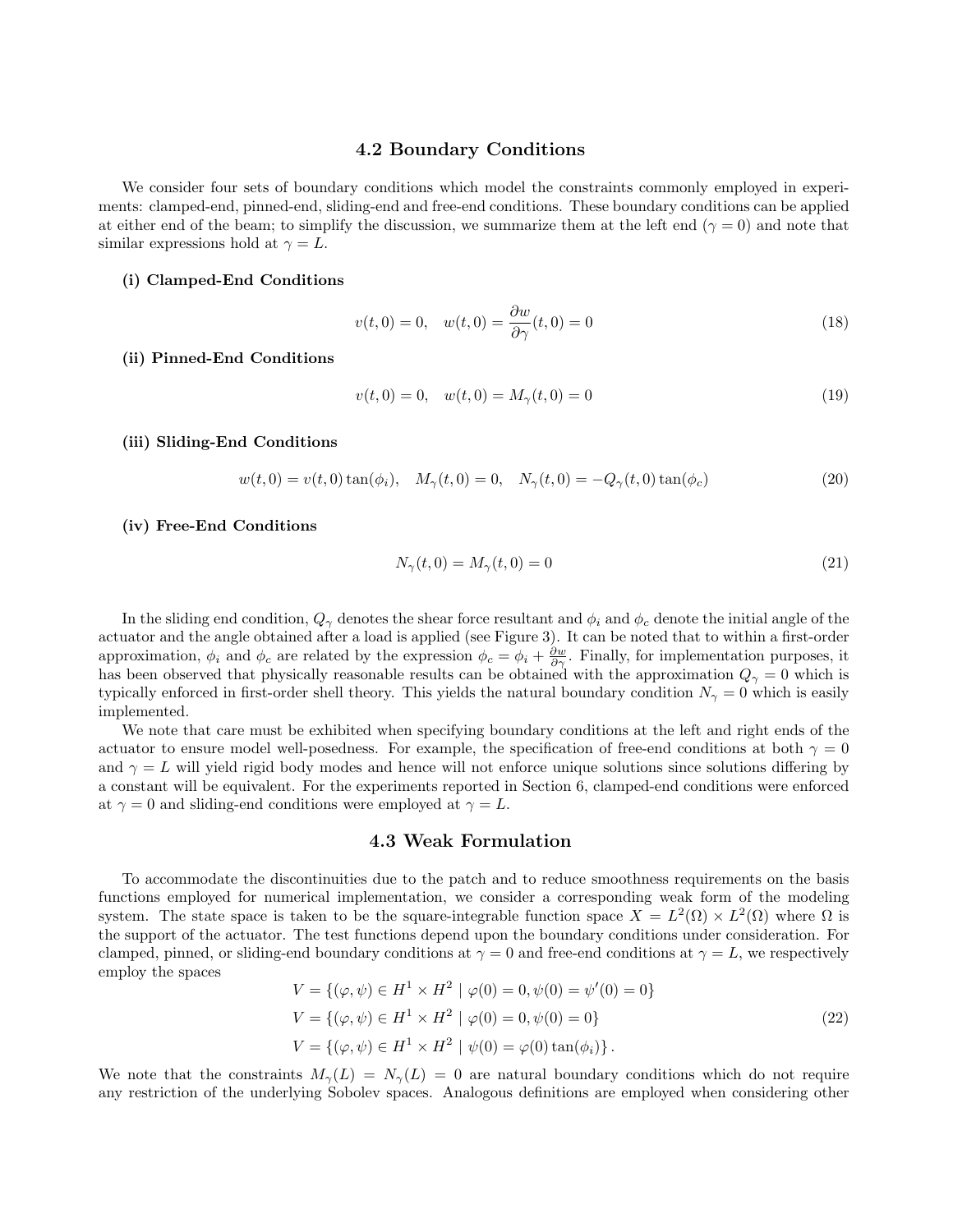## 4.2 Boundary Conditions

We consider four sets of boundary conditions which model the constraints commonly employed in experiments: clamped-end, pinned-end, sliding-end and free-end conditions. These boundary conditions can be applied at either end of the beam; to simplify the discussion, we summarize them at the left end ($\gamma = 0$) and note that similar expressions hold at $\gamma = L$.

**(i) Clamped-End Conditions**

$$v(t,0) = 0, \quad w(t,0) = \frac{\partial w}{\partial \gamma}(t,0) = 0 \tag{18}$$

**(ii) Pinned-End Conditions**

$$v(t,0) = 0, \quad w(t,0) = M_\gamma(t,0) = 0 \tag{19}$$

**(iii) Sliding-End Conditions**

$$w(t,0) = v(t,0)\tan(\phi_i), \quad M_\gamma(t,0) = 0, \quad N_\gamma(t,0) = -Q_\gamma(t,0)\tan(\phi_c) \tag{20}$$

**(iv) Free-End Conditions**

$$N_\gamma(t,0) = M_\gamma(t,0) = 0 \tag{21}$$

In the sliding end condition, $Q_\gamma$ denotes the shear force resultant and $\phi_i$ and $\phi_c$ denote the initial angle of the actuator and the angle obtained after a load is applied (see Figure 3). It can be noted that to within a first-order approximation, $\phi_i$ and $\phi_c$ are related by the expression $\phi_c = \phi_i + \frac{\partial w}{\partial \gamma}$. Finally, for implementation purposes, it has been observed that physically reasonable results can be obtained with the approximation $Q_\gamma = 0$ which is typically enforced in first-order shell theory. This yields the natural boundary condition $N_\gamma = 0$ which is easily implemented.

We note that care must be exhibited when specifying boundary conditions at the left and right ends of the actuator to ensure model well-posedness. For example, the specification of free-end conditions at both $\gamma = 0$ and $\gamma = L$ will yield rigid body modes and hence will not enforce unique solutions since solutions differing by a constant will be equivalent. For the experiments reported in Section 6, clamped-end conditions were enforced at $\gamma = 0$ and sliding-end conditions were employed at $\gamma = L$.

## 4.3 Weak Formulation

To accommodate the discontinuities due to the patch and to reduce smoothness requirements on the basis functions employed for numerical implementation, we consider a corresponding weak form of the modeling system. The state space is taken to be the square-integrable function space $X = L^2(\Omega) \times L^2(\Omega)$ where $\Omega$ is the support of the actuator. The test functions depend upon the boundary conditions under consideration. For clamped, pinned, or sliding-end boundary conditions at $\gamma = 0$ and free-end conditions at $\gamma = L$, we respectively employ the spaces

$$\begin{aligned}
V &= \{(\varphi, \psi) \in H^1 \times H^2 \mid \varphi(0) = 0, \psi(0) = \psi'(0) = 0\} \\
V &= \{(\varphi, \psi) \in H^1 \times H^2 \mid \varphi(0) = 0, \psi(0) = 0\} \\
V &= \{(\varphi, \psi) \in H^1 \times H^2 \mid \psi(0) = \varphi(0)\tan(\phi_i)\}.
\end{aligned} \tag{22}$$

We note that the constraints $M_\gamma(L) = N_\gamma(L) = 0$ are natural boundary conditions which do not require any restriction of the underlying Sobolev spaces. Analogous definitions are employed when considering other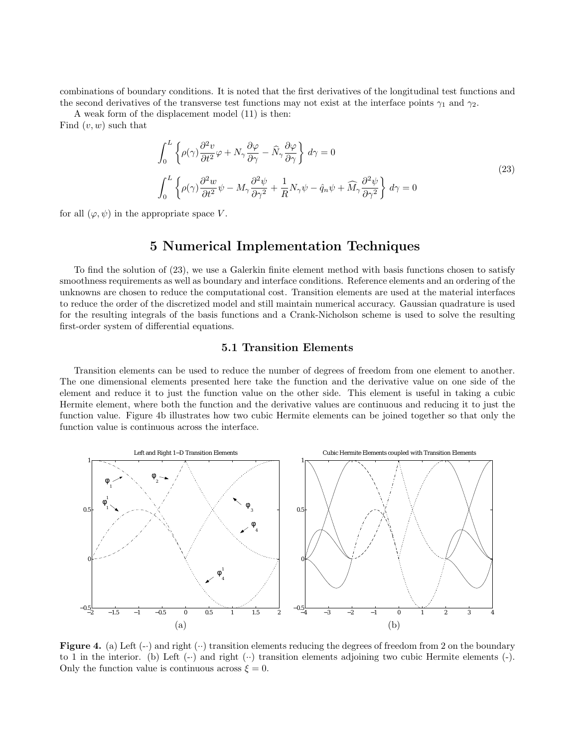combinations of boundary conditions. It is noted that the first derivatives of the longitudinal test functions and the second derivatives of the transverse test functions may not exist at the interface points $\gamma_1$ and $\gamma_2$.

A weak form of the displacement model (11) is then:
Find $(v, w)$ such that

$$
\begin{aligned}
&\int_0^L \left\{ \rho(\gamma) \frac{\partial^2 v}{\partial t^2} \varphi + N_\gamma \frac{\partial \varphi}{\partial \gamma} - \widehat{N}_\gamma \frac{\partial \varphi}{\partial \gamma} \right\} \, d\gamma = 0 \\
&\int_0^L \left\{ \rho(\gamma) \frac{\partial^2 w}{\partial t^2} \psi - M_\gamma \frac{\partial^2 \psi}{\partial \gamma^2} + \frac{1}{R} N_\gamma \psi - \hat{q}_n \psi + \widehat{M}_\gamma \frac{\partial^2 \psi}{\partial \gamma^2} \right\} \, d\gamma = 0
\end{aligned}
\tag{23}
$$

for all $(\varphi, \psi)$ in the appropriate space $V$.

# 5 Numerical Implementation Techniques

To find the solution of (23), we use a Galerkin finite element method with basis functions chosen to satisfy smoothness requirements as well as boundary and interface conditions. Reference elements and an ordering of the unknowns are chosen to reduce the computational cost. Transition elements are used at the material interfaces to reduce the order of the discretized model and still maintain numerical accuracy. Gaussian quadrature is used for the resulting integrals of the basis functions and a Crank-Nicholson scheme is used to solve the resulting first-order system of differential equations.

## 5.1 Transition Elements

Transition elements can be used to reduce the number of degrees of freedom from one element to another. The one dimensional elements presented here take the function and the derivative value on one side of the element and reduce it to just the function value on the other side. This element is useful in taking a cubic Hermite element, where both the function and the derivative values are continuous and reducing it to just the function value. Figure 4b illustrates how two cubic Hermite elements can be joined together so that only the function value is continuous across the interface.

**Figure 4.** (a) Left (-·) and right (··) transition elements reducing the degrees of freedom from 2 on the boundary to 1 in the interior. (b) Left (-·) and right (··) transition elements adjoining two cubic Hermite elements (-). Only the function value is continuous across $\xi = 0$.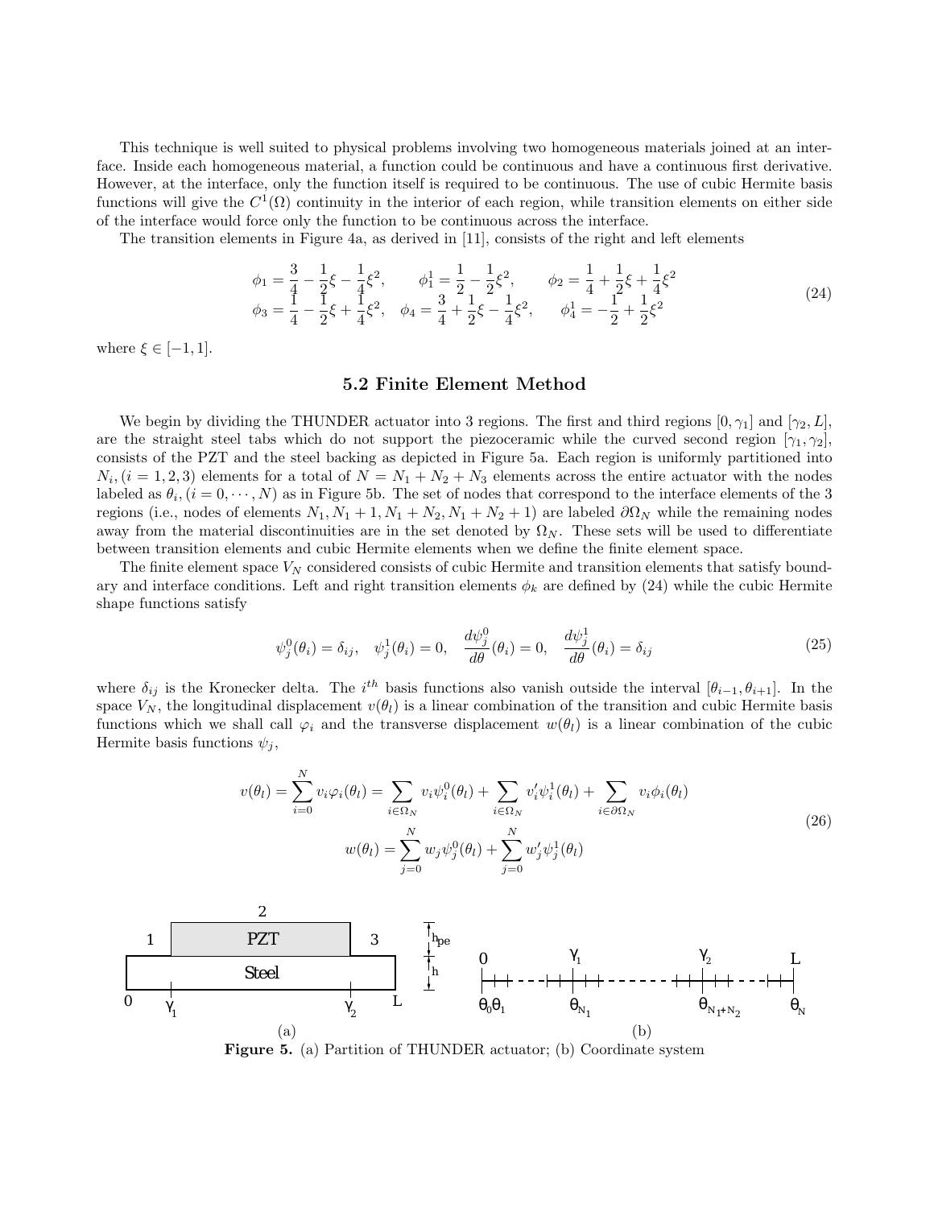This technique is well suited to physical problems involving two homogeneous materials joined at an interface. Inside each homogeneous material, a function could be continuous and have a continuous first derivative. However, at the interface, only the function itself is required to be continuous. The use of cubic Hermite basis functions will give the $C^1(\Omega)$ continuity in the interior of each region, while transition elements on either side of the interface would force only the function to be continuous across the interface.

The transition elements in Figure 4a, as derived in [11], consists of the right and left elements

$$
\begin{aligned}
\phi_1 &= \frac{3}{4} - \frac{1}{2}\xi - \frac{1}{4}\xi^2, \qquad \phi_1^1 = \frac{1}{2} - \frac{1}{2}\xi^2, \qquad \phi_2 = \frac{1}{4} + \frac{1}{2}\xi + \frac{1}{4}\xi^2 \\
\phi_3 &= \frac{1}{4} - \frac{1}{2}\xi + \frac{1}{4}\xi^2, \quad \phi_4 = \frac{3}{4} + \frac{1}{2}\xi - \frac{1}{4}\xi^2, \qquad \phi_4^1 = -\frac{1}{2} + \frac{1}{2}\xi^2
\end{aligned}
\tag{24}
$$

where $\xi \in [-1, 1]$.

## 5.2 Finite Element Method

We begin by dividing the THUNDER actuator into 3 regions. The first and third regions $[0, \gamma_1]$ and $[\gamma_2, L]$, are the straight steel tabs which do not support the piezoceramic while the curved second region $[\gamma_1, \gamma_2]$, consists of the PZT and the steel backing as depicted in Figure 5a. Each region is uniformly partitioned into $N_i, (i = 1, 2, 3)$ elements for a total of $N = N_1 + N_2 + N_3$ elements across the entire actuator with the nodes labeled as $\theta_i, (i = 0, \cdots, N)$ as in Figure 5b. The set of nodes that correspond to the interface elements of the 3 regions (i.e., nodes of elements $N_1, N_1 + 1, N_1 + N_2, N_1 + N_2 + 1$) are labeled $\partial\Omega_N$ while the remaining nodes away from the material discontinuities are in the set denoted by $\Omega_N$. These sets will be used to differentiate between transition elements and cubic Hermite elements when we define the finite element space.

The finite element space $V_N$ considered consists of cubic Hermite and transition elements that satisfy boundary and interface conditions. Left and right transition elements $\phi_k$ are defined by (24) while the cubic Hermite shape functions satisfy

$$
\psi_j^0(\theta_i) = \delta_{ij}, \quad \psi_j^1(\theta_i) = 0, \quad \frac{d\psi_j^0}{d\theta}(\theta_i) = 0, \quad \frac{d\psi_j^1}{d\theta}(\theta_i) = \delta_{ij}
\tag{25}
$$

where $\delta_{ij}$ is the Kronecker delta. The $i^{th}$ basis functions also vanish outside the interval $[\theta_{i-1}, \theta_{i+1}]$. In the space $V_N$, the longitudinal displacement $v(\theta_l)$ is a linear combination of the transition and cubic Hermite basis functions which we shall call $\varphi_i$ and the transverse displacement $w(\theta_l)$ is a linear combination of the cubic Hermite basis functions $\psi_j$,

$$
\begin{aligned}
v(\theta_l) &= \sum_{i=0}^{N} v_i \varphi_i(\theta_l) = \sum_{i \in \Omega_N} v_i \psi_i^0(\theta_l) + \sum_{i \in \Omega_N} v_i' \psi_i^1(\theta_l) + \sum_{i \in \partial\Omega_N} v_i \phi_i(\theta_l) \\
w(\theta_l) &= \sum_{j=0}^{N} w_j \psi_j^0(\theta_l) + \sum_{j=0}^{N} w_j' \psi_j^1(\theta_l)
\end{aligned}
\tag{26}
$$

**Figure 5.** (a) Partition of THUNDER actuator; (b) Coordinate system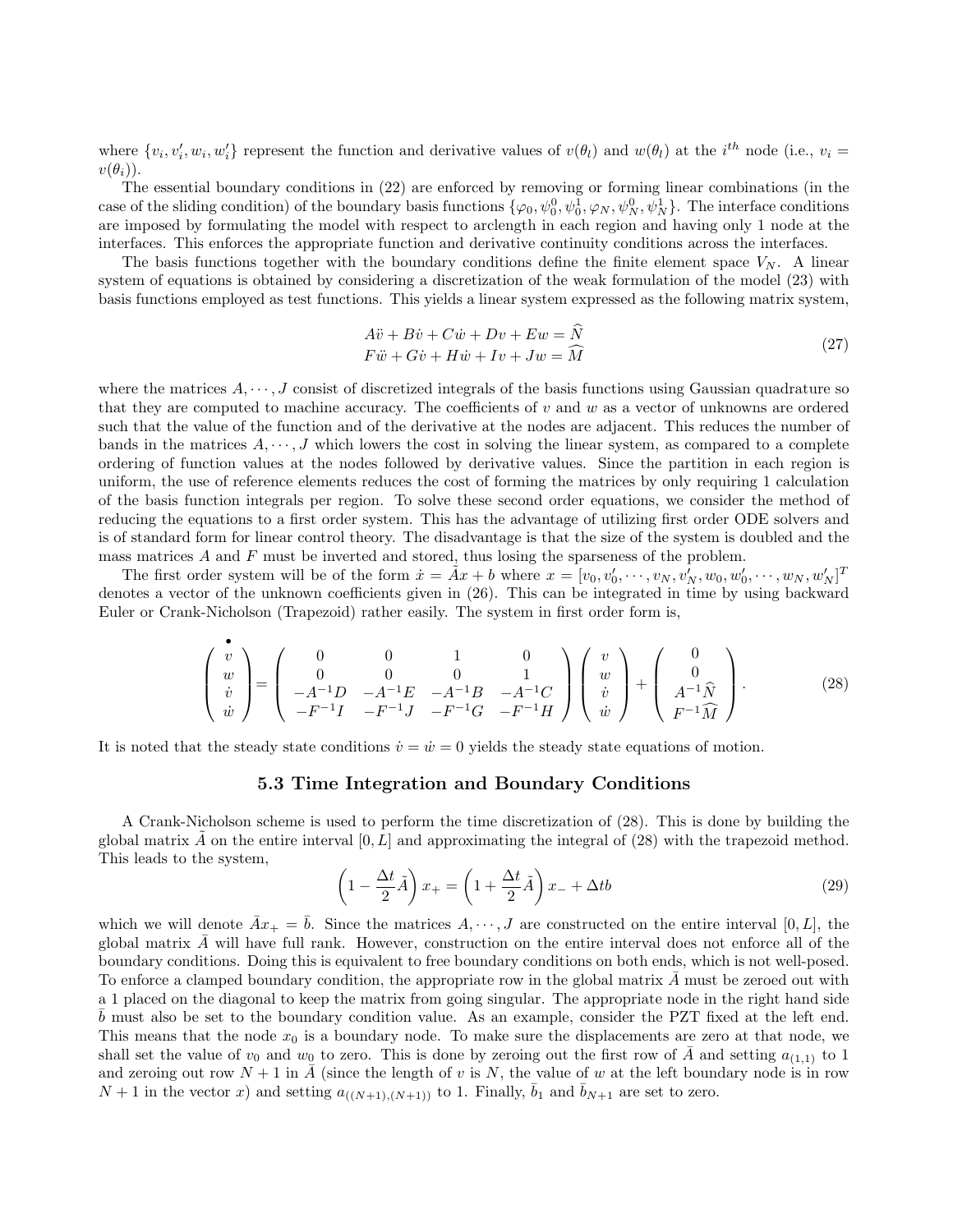where $\{v_i, v_i', w_i, w_i'\}$ represent the function and derivative values of $v(\theta_l)$ and $w(\theta_l)$ at the $i^{th}$ node (i.e., $v_i = v(\theta_i)$).

The essential boundary conditions in (22) are enforced by removing or forming linear combinations (in the case of the sliding condition) of the boundary basis functions $\{\varphi_0, \psi_0^0, \psi_0^1, \varphi_N, \psi_N^0, \psi_N^1\}$. The interface conditions are imposed by formulating the model with respect to arclength in each region and having only 1 node at the interfaces. This enforces the appropriate function and derivative continuity conditions across the interfaces.

The basis functions together with the boundary conditions define the finite element space $V_N$. A linear system of equations is obtained by considering a discretization of the weak formulation of the model (23) with basis functions employed as test functions. This yields a linear system expressed as the following matrix system,

$$
\begin{aligned}
A\ddot{v} + B\dot{v} + C\dot{w} + Dv + Ew &= \widehat{N} \\
F\ddot{w} + G\dot{v} + H\dot{w} + Iv + Jw &= \widehat{M}
\end{aligned}
\tag{27}
$$

where the matrices $A, \cdots, J$ consist of discretized integrals of the basis functions using Gaussian quadrature so that they are computed to machine accuracy. The coefficients of $v$ and $w$ as a vector of unknowns are ordered such that the value of the function and of the derivative at the nodes are adjacent. This reduces the number of bands in the matrices $A, \cdots, J$ which lowers the cost in solving the linear system, as compared to a complete ordering of function values at the nodes followed by derivative values. Since the partition in each region is uniform, the use of reference elements reduces the cost of forming the matrices by only requiring 1 calculation of the basis function integrals per region. To solve these second order equations, we consider the method of reducing the equations to a first order system. This has the advantage of utilizing first order ODE solvers and is of standard form for linear control theory. The disadvantage is that the size of the system is doubled and the mass matrices $A$ and $F$ must be inverted and stored, thus losing the sparseness of the problem.

The first order system will be of the form $\dot{x} = \tilde{A}x + b$ where $x = [v_0, v_0', \cdots, v_N, v_N', w_0, w_0', \cdots, w_N, w_N']^T$ denotes a vector of the unknown coefficients given in (26). This can be integrated in time by using backward Euler or Crank-Nicholson (Trapezoid) rather easily. The system in first order form is,

$$
\begin{pmatrix} v \\ w \\ \dot{v} \\ \dot{w} \end{pmatrix}^{\bullet} = \begin{pmatrix} 0 & 0 & 1 & 0 \\ 0 & 0 & 0 & 1 \\ -A^{-1}D & -A^{-1}E & -A^{-1}B & -A^{-1}C \\ -F^{-1}I & -F^{-1}J & -F^{-1}G & -F^{-1}H \end{pmatrix} \begin{pmatrix} v \\ w \\ \dot{v} \\ \dot{w} \end{pmatrix} + \begin{pmatrix} 0 \\ 0 \\ A^{-1}\widehat{N} \\ F^{-1}\widehat{M} \end{pmatrix}.
\tag{28}
$$

It is noted that the steady state conditions $\dot{v} = \dot{w} = 0$ yields the steady state equations of motion.

### 5.3 Time Integration and Boundary Conditions

A Crank-Nicholson scheme is used to perform the time discretization of (28). This is done by building the global matrix $\tilde{A}$ on the entire interval $[0, L]$ and approximating the integral of (28) with the trapezoid method. This leads to the system,

$$
\left(1 - \frac{\Delta t}{2}\tilde{A}\right) x_+ = \left(1 + \frac{\Delta t}{2}\tilde{A}\right) x_- + \Delta t b
\tag{29}
$$

which we will denote $\bar{A}x_+ = \bar{b}$. Since the matrices $A, \cdots, J$ are constructed on the entire interval $[0, L]$, the global matrix $\bar{A}$ will have full rank. However, construction on the entire interval does not enforce all of the boundary conditions. Doing this is equivalent to free boundary conditions on both ends, which is not well-posed. To enforce a clamped boundary condition, the appropriate row in the global matrix $\bar{A}$ must be zeroed out with a 1 placed on the diagonal to keep the matrix from going singular. The appropriate node in the right hand side $\bar{b}$ must also be set to the boundary condition value. As an example, consider the PZT fixed at the left end. This means that the node $x_0$ is a boundary node. To make sure the displacements are zero at that node, we shall set the value of $v_0$ and $w_0$ to zero. This is done by zeroing out the first row of $\bar{A}$ and setting $a_{(1,1)}$ to 1 and zeroing out row $N+1$ in $\bar{A}$ (since the length of $v$ is $N$, the value of $w$ at the left boundary node is in row $N+1$ in the vector $x$) and setting $a_{((N+1),(N+1))}$ to 1. Finally, $\bar{b}_1$ and $\bar{b}_{N+1}$ are set to zero.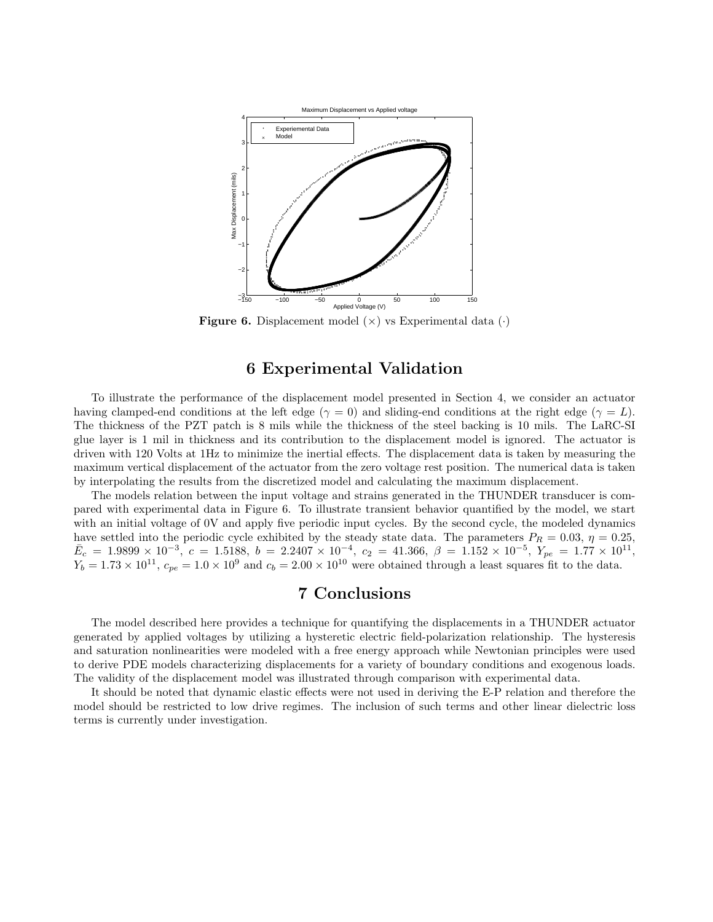**Figure 6.** Displacement model (×) vs Experimental data (·)

## 6 Experimental Validation

To illustrate the performance of the displacement model presented in Section 4, we consider an actuator having clamped-end conditions at the left edge ($\gamma = 0$) and sliding-end conditions at the right edge ($\gamma = L$). The thickness of the PZT patch is 8 mils while the thickness of the steel backing is 10 mils. The LaRC-SI glue layer is 1 mil in thickness and its contribution to the displacement model is ignored. The actuator is driven with 120 Volts at 1Hz to minimize the inertial effects. The displacement data is taken by measuring the maximum vertical displacement of the actuator from the zero voltage rest position. The numerical data is taken by interpolating the results from the discretized model and calculating the maximum displacement.

The models relation between the input voltage and strains generated in the THUNDER transducer is compared with experimental data in Figure 6. To illustrate transient behavior quantified by the model, we start with an initial voltage of 0V and apply five periodic input cycles. By the second cycle, the modeled dynamics have settled into the periodic cycle exhibited by the steady state data. The parameters $P_R = 0.03$, $\eta = 0.25$, $\bar{E}_c = 1.9899 \times 10^{-3}$, $c = 1.5188$, $b = 2.2407 \times 10^{-4}$, $c_2 = 41.366$, $\beta = 1.152 \times 10^{-5}$, $Y_{pe} = 1.77 \times 10^{11}$, $Y_b = 1.73 \times 10^{11}$, $c_{pe} = 1.0 \times 10^{9}$ and $c_b = 2.00 \times 10^{10}$ were obtained through a least squares fit to the data.

## 7 Conclusions

The model described here provides a technique for quantifying the displacements in a THUNDER actuator generated by applied voltages by utilizing a hysteretic electric field-polarization relationship. The hysteresis and saturation nonlinearities were modeled with a free energy approach while Newtonian principles were used to derive PDE models characterizing displacements for a variety of boundary conditions and exogenous loads. The validity of the displacement model was illustrated through comparison with experimental data.

It should be noted that dynamic elastic effects were not used in deriving the E-P relation and therefore the model should be restricted to low drive regimes. The inclusion of such terms and other linear dielectric loss terms is currently under investigation.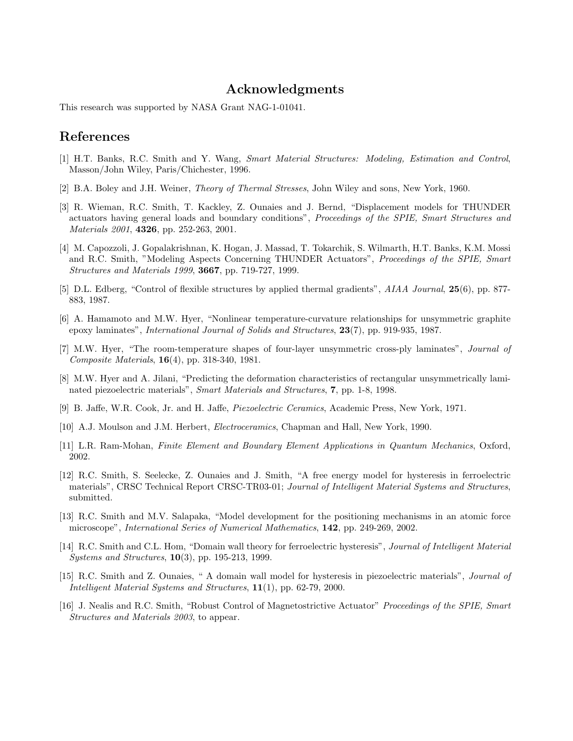## Acknowledgments

This research was supported by NASA Grant NAG-1-01041.

# References

[1] H.T. Banks, R.C. Smith and Y. Wang, *Smart Material Structures: Modeling, Estimation and Control*, Masson/John Wiley, Paris/Chichester, 1996.

[2] B.A. Boley and J.H. Weiner, *Theory of Thermal Stresses*, John Wiley and sons, New York, 1960.

[3] R. Wieman, R.C. Smith, T. Kackley, Z. Ounaies and J. Bernd, "Displacement models for THUNDER actuators having general loads and boundary conditions", *Proceedings of the SPIE, Smart Structures and Materials 2001*, **4326**, pp. 252-263, 2001.

[4] M. Capozzoli, J. Gopalakrishnan, K. Hogan, J. Massad, T. Tokarchik, S. Wilmarth, H.T. Banks, K.M. Mossi and R.C. Smith, "Modeling Aspects Concerning THUNDER Actuators", *Proceedings of the SPIE, Smart Structures and Materials 1999*, **3667**, pp. 719-727, 1999.

[5] D.L. Edberg, "Control of flexible structures by applied thermal gradients", *AIAA Journal*, **25**(6), pp. 877-883, 1987.

[6] A. Hamamoto and M.W. Hyer, "Nonlinear temperature-curvature relationships for unsymmetric graphite epoxy laminates", *International Journal of Solids and Structures*, **23**(7), pp. 919-935, 1987.

[7] M.W. Hyer, "The room-temperature shapes of four-layer unsymmetric cross-ply laminates", *Journal of Composite Materials*, **16**(4), pp. 318-340, 1981.

[8] M.W. Hyer and A. Jilani, "Predicting the deformation characteristics of rectangular unsymmetrically laminated piezoelectric materials", *Smart Materials and Structures*, **7**, pp. 1-8, 1998.

[9] B. Jaffe, W.R. Cook, Jr. and H. Jaffe, *Piezoelectric Ceramics*, Academic Press, New York, 1971.

[10] A.J. Moulson and J.M. Herbert, *Electroceramics*, Chapman and Hall, New York, 1990.

[11] L.R. Ram-Mohan, *Finite Element and Boundary Element Applications in Quantum Mechanics*, Oxford, 2002.

[12] R.C. Smith, S. Seelecke, Z. Ounaies and J. Smith, "A free energy model for hysteresis in ferroelectric materials", CRSC Technical Report CRSC-TR03-01; *Journal of Intelligent Material Systems and Structures*, submitted.

[13] R.C. Smith and M.V. Salapaka, "Model development for the positioning mechanisms in an atomic force microscope", *International Series of Numerical Mathematics*, **142**, pp. 249-269, 2002.

[14] R.C. Smith and C.L. Hom, "Domain wall theory for ferroelectric hysteresis", *Journal of Intelligent Material Systems and Structures*, **10**(3), pp. 195-213, 1999.

[15] R.C. Smith and Z. Ounaies, " A domain wall model for hysteresis in piezoelectric materials", *Journal of Intelligent Material Systems and Structures*, **11**(1), pp. 62-79, 2000.

[16] J. Nealis and R.C. Smith, "Robust Control of Magnetostrictive Actuator" *Proceedings of the SPIE, Smart Structures and Materials 2003*, to appear.